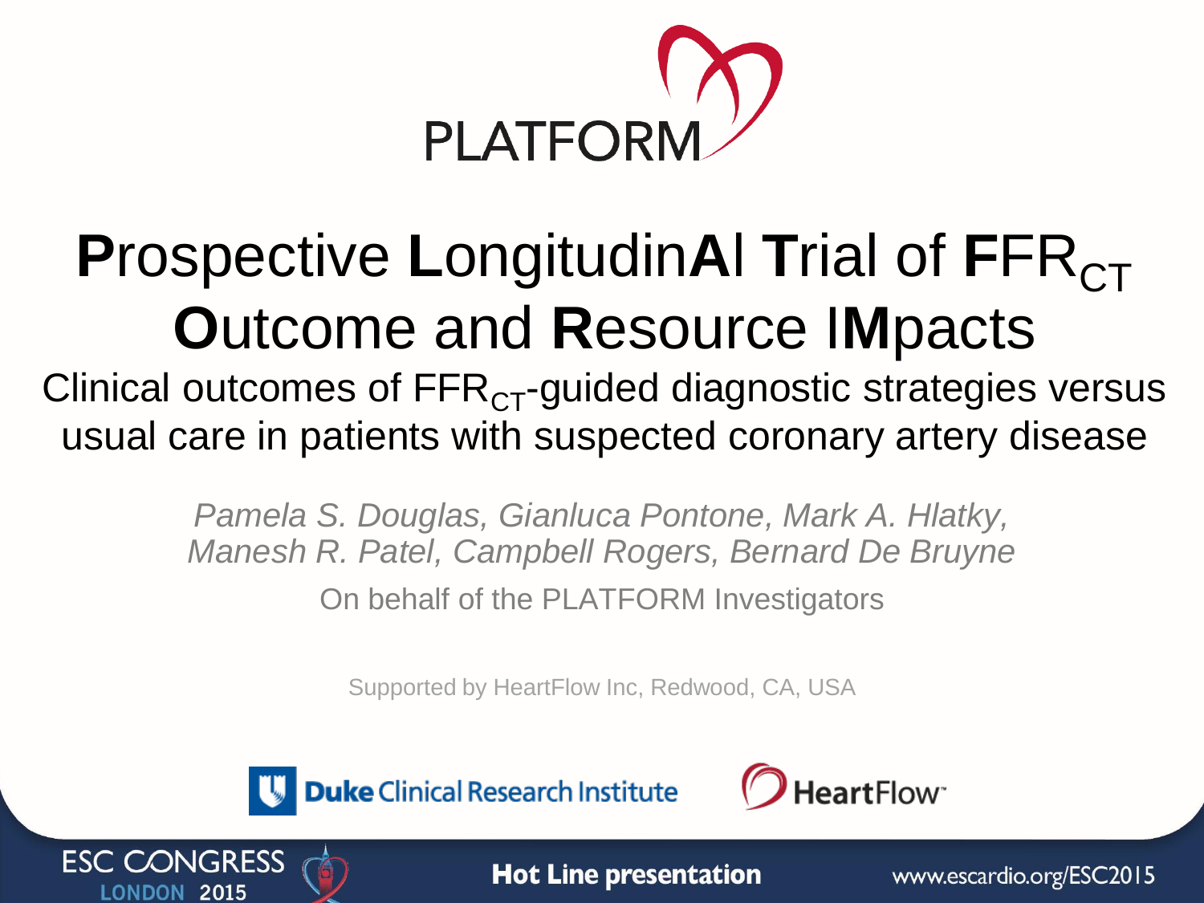# PLATFORM

# **P**rospective **L**ongitudin**A**l **T**rial of **F**$FR_{CT}$ **O**utcome and **R**esource I**M**pacts

## Clinical outcomes of $FFR_{CT}$-guided diagnostic strategies versus usual care in patients with suspected coronary artery disease

*Pamela S. Douglas, Gianluca Pontone, Mark A. Hlatky, Manesh R. Patel, Campbell Rogers, Bernard De Bruyne*

On behalf of the PLATFORM Investigators

Supported by HeartFlow Inc, Redwood, CA, USA

Duke Clinical Research Institute

HeartFlow™

ESC CONGRESS LONDON 2015

Hot Line presentation

www.escardio.org/ESC2015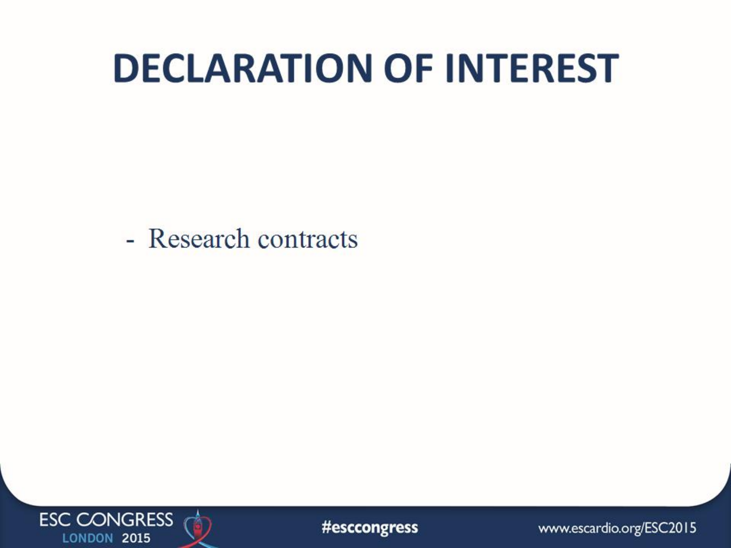# DECLARATION OF INTEREST

- Research contracts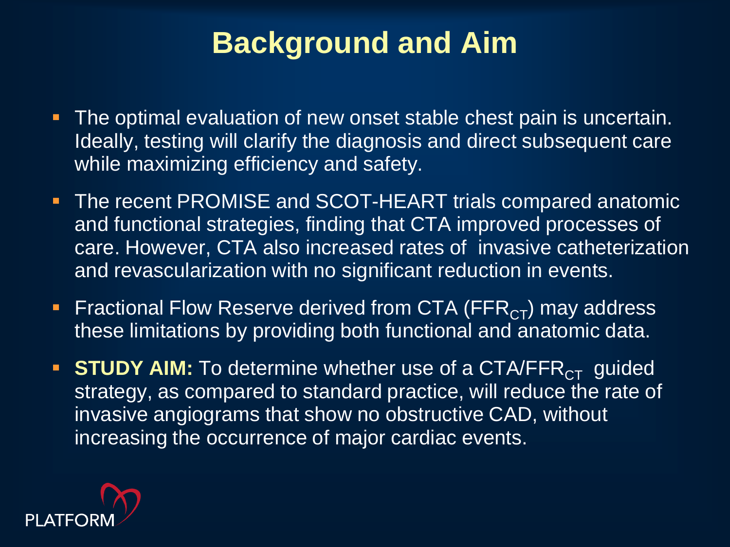# Background and Aim

- The optimal evaluation of new onset stable chest pain is uncertain. Ideally, testing will clarify the diagnosis and direct subsequent care while maximizing efficiency and safety.
- The recent PROMISE and SCOT-HEART trials compared anatomic and functional strategies, finding that CTA improved processes of care. However, CTA also increased rates of invasive catheterization and revascularization with no significant reduction in events.
- Fractional Flow Reserve derived from CTA ($FFR_{CT}$) may address these limitations by providing both functional and anatomic data.
- **STUDY AIM:** To determine whether use of a CTA/$FFR_{CT}$ guided strategy, as compared to standard practice, will reduce the rate of invasive angiograms that show no obstructive CAD, without increasing the occurrence of major cardiac events.

PLATFORM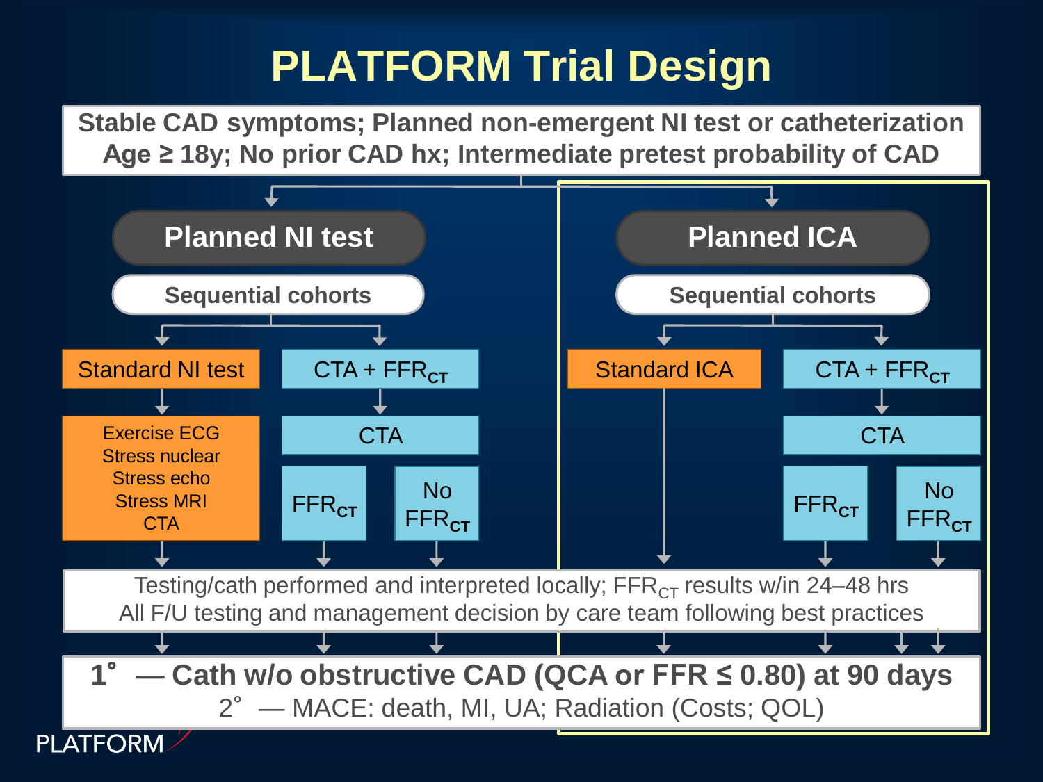# PLATFORM Trial Design

**Stable CAD symptoms; Planned non-emergent NI test or catheterization**
**Age ≥ 18y; No prior CAD hx; Intermediate pretest probability of CAD**

## Planned NI test

**Sequential cohorts**

- Standard NI test
  - Exercise ECG
  - Stress nuclear
  - Stress echo
  - Stress MRI
  - CTA
- CTA + $FFR_{CT}$
  - CTA
    - $FFR_{CT}$
    - No $FFR_{CT}$

## Planned ICA

**Sequential cohorts**

- Standard ICA
- CTA + $FFR_{CT}$
  - CTA
    - $FFR_{CT}$
    - No $FFR_{CT}$

Testing/cath performed and interpreted locally; $FFR_{CT}$ results w/in 24–48 hrs
All F/U testing and management decision by care team following best practices

**1° — Cath w/o obstructive CAD (QCA or FFR ≤ 0.80) at 90 days**
2° — MACE: death, MI, UA; Radiation (Costs; QOL)

PLATFORM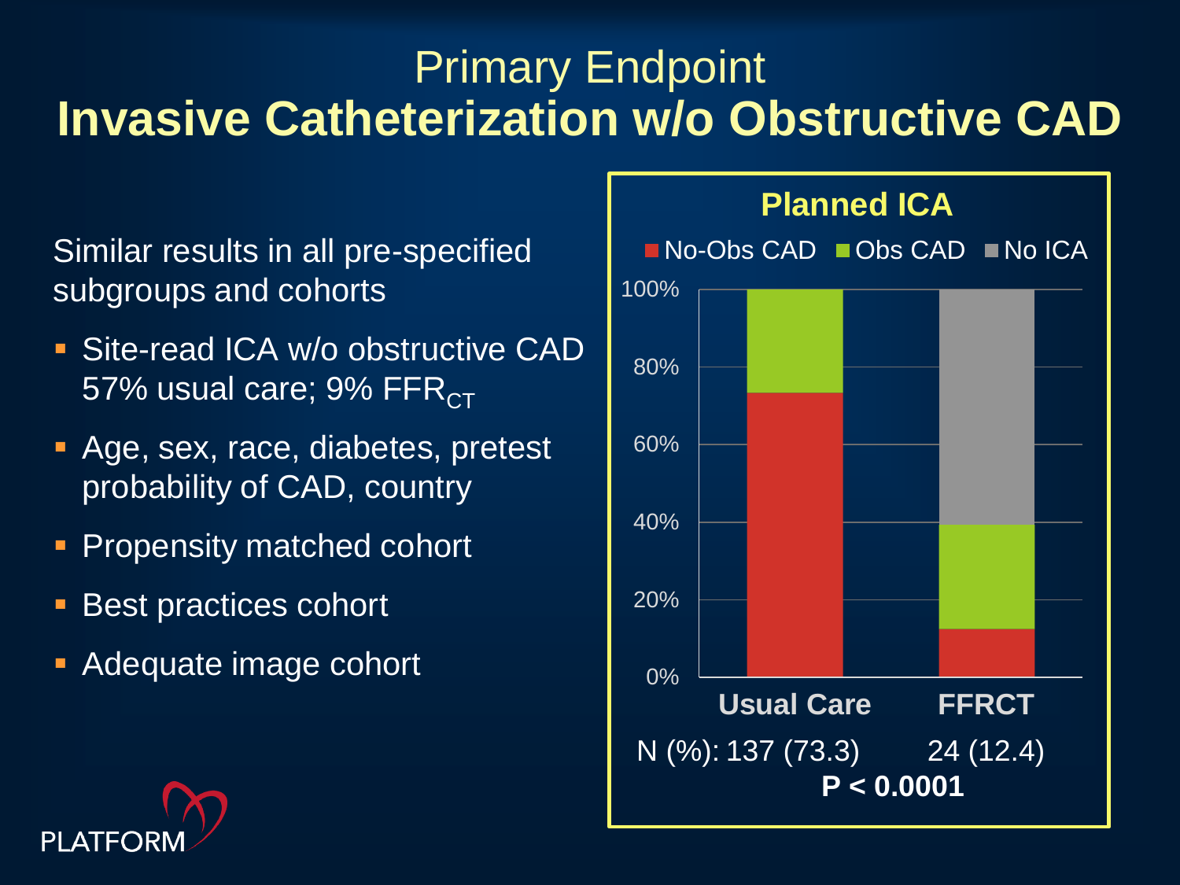# Primary Endpoint
# Invasive Catheterization w/o Obstructive CAD

Similar results in all pre-specified subgroups and cohorts

- Site-read ICA w/o obstructive CAD 57% usual care; 9% $FFR_{CT}$
- Age, sex, race, diabetes, pretest probability of CAD, country
- Propensity matched cohort
- Best practices cohort
- Adequate image cohort

**Planned ICA**

No-Obs CAD | Obs CAD | No ICA

100% | 80% | 60% | 40% | 20% | 0%

| | Usual Care | FFRCT |
|---|---|---|
| N (%): | 137 (73.3) | 24 (12.4) |

**P < 0.0001**

PLATFORM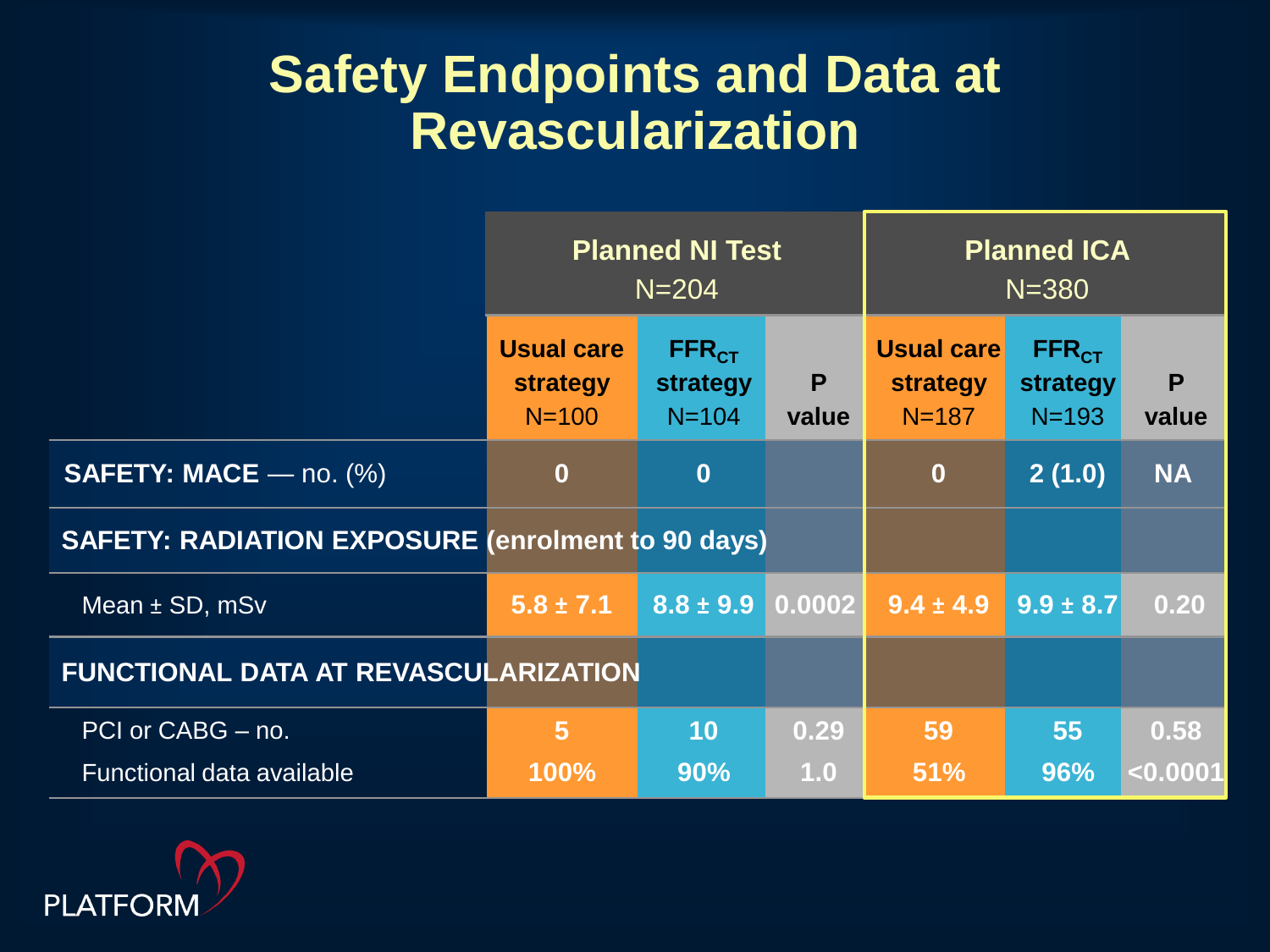# Safety Endpoints and Data at Revascularization

| | Planned NI Test N=204 | | | Planned ICA N=380 | | |
|---|---|---|---|---|---|---|
| | Usual care strategy N=100 | $FFR_{CT}$ strategy N=104 | P value | Usual care strategy N=187 | $FFR_{CT}$ strategy N=193 | P value |
| **SAFETY: MACE** — no. (%) | 0 | 0 | | 0 | 2 (1.0) | NA |
| **SAFETY: RADIATION EXPOSURE (enrolment to 90 days)** | | | | | | |
| Mean ± SD, mSv | 5.8 ± 7.1 | 8.8 ± 9.9 | 0.0002 | 9.4 ± 4.9 | 9.9 ± 8.7 | 0.20 |
| **FUNCTIONAL DATA AT REVASCULARIZATION** | | | | | | |
| PCI or CABG – no. | 5 | 10 | 0.29 | 59 | 55 | 0.58 |
| Functional data available | 100% | 90% | 1.0 | 51% | 96% | <0.0001 |

PLATFORM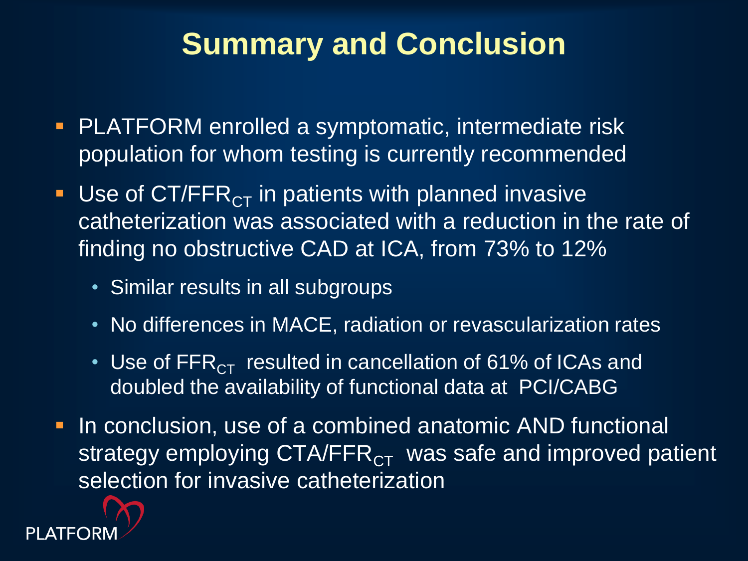# Summary and Conclusion

- PLATFORM enrolled a symptomatic, intermediate risk population for whom testing is currently recommended
- Use of CT/$FFR_{CT}$ in patients with planned invasive catheterization was associated with a reduction in the rate of finding no obstructive CAD at ICA, from 73% to 12%
  - Similar results in all subgroups
  - No differences in MACE, radiation or revascularization rates
  - Use of $FFR_{CT}$ resulted in cancellation of 61% of ICAs and doubled the availability of functional data at PCI/CABG
- In conclusion, use of a combined anatomic AND functional strategy employing CTA/$FFR_{CT}$ was safe and improved patient selection for invasive catheterization

PLATFORM